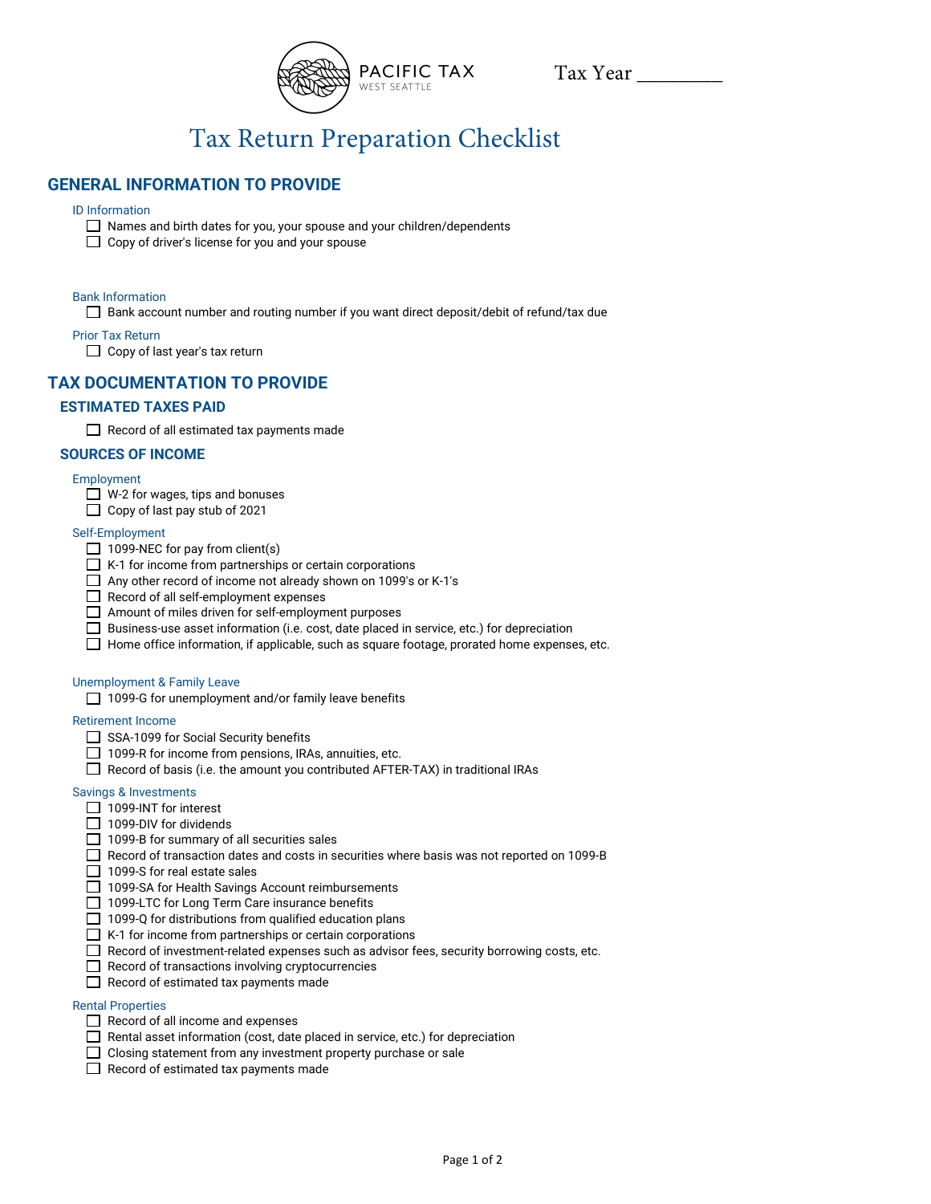PACIFIC TAX
WEST SEATTLE

Tax Year ________

# Tax Return Preparation Checklist

## GENERAL INFORMATION TO PROVIDE

#### ID Information

- [ ] Names and birth dates for you, your spouse and your children/dependents
- [ ] Copy of driver's license for you and your spouse

#### Bank Information

- [ ] Bank account number and routing number if you want direct deposit/debit of refund/tax due

#### Prior Tax Return

- [ ] Copy of last year's tax return

## TAX DOCUMENTATION TO PROVIDE

### ESTIMATED TAXES PAID

- [ ] Record of all estimated tax payments made

### SOURCES OF INCOME

#### Employment

- [ ] W-2 for wages, tips and bonuses
- [ ] Copy of last pay stub of 2021

#### Self-Employment

- [ ] 1099-NEC for pay from client(s)
- [ ] K-1 for income from partnerships or certain corporations
- [ ] Any other record of income not already shown on 1099's or K-1's
- [ ] Record of all self-employment expenses
- [ ] Amount of miles driven for self-employment purposes
- [ ] Business-use asset information (i.e. cost, date placed in service, etc.) for depreciation
- [ ] Home office information, if applicable, such as square footage, prorated home expenses, etc.

#### Unemployment & Family Leave

- [ ] 1099-G for unemployment and/or family leave benefits

#### Retirement Income

- [ ] SSA-1099 for Social Security benefits
- [ ] 1099-R for income from pensions, IRAs, annuities, etc.
- [ ] Record of basis (i.e. the amount you contributed AFTER-TAX) in traditional IRAs

#### Savings & Investments

- [ ] 1099-INT for interest
- [ ] 1099-DIV for dividends
- [ ] 1099-B for summary of all securities sales
- [ ] Record of transaction dates and costs in securities where basis was not reported on 1099-B
- [ ] 1099-S for real estate sales
- [ ] 1099-SA for Health Savings Account reimbursements
- [ ] 1099-LTC for Long Term Care insurance benefits
- [ ] 1099-Q for distributions from qualified education plans
- [ ] K-1 for income from partnerships or certain corporations
- [ ] Record of investment-related expenses such as advisor fees, security borrowing costs, etc.
- [ ] Record of transactions involving cryptocurrencies
- [ ] Record of estimated tax payments made

#### Rental Properties

- [ ] Record of all income and expenses
- [ ] Rental asset information (cost, date placed in service, etc.) for depreciation
- [ ] Closing statement from any investment property purchase or sale
- [ ] Record of estimated tax payments made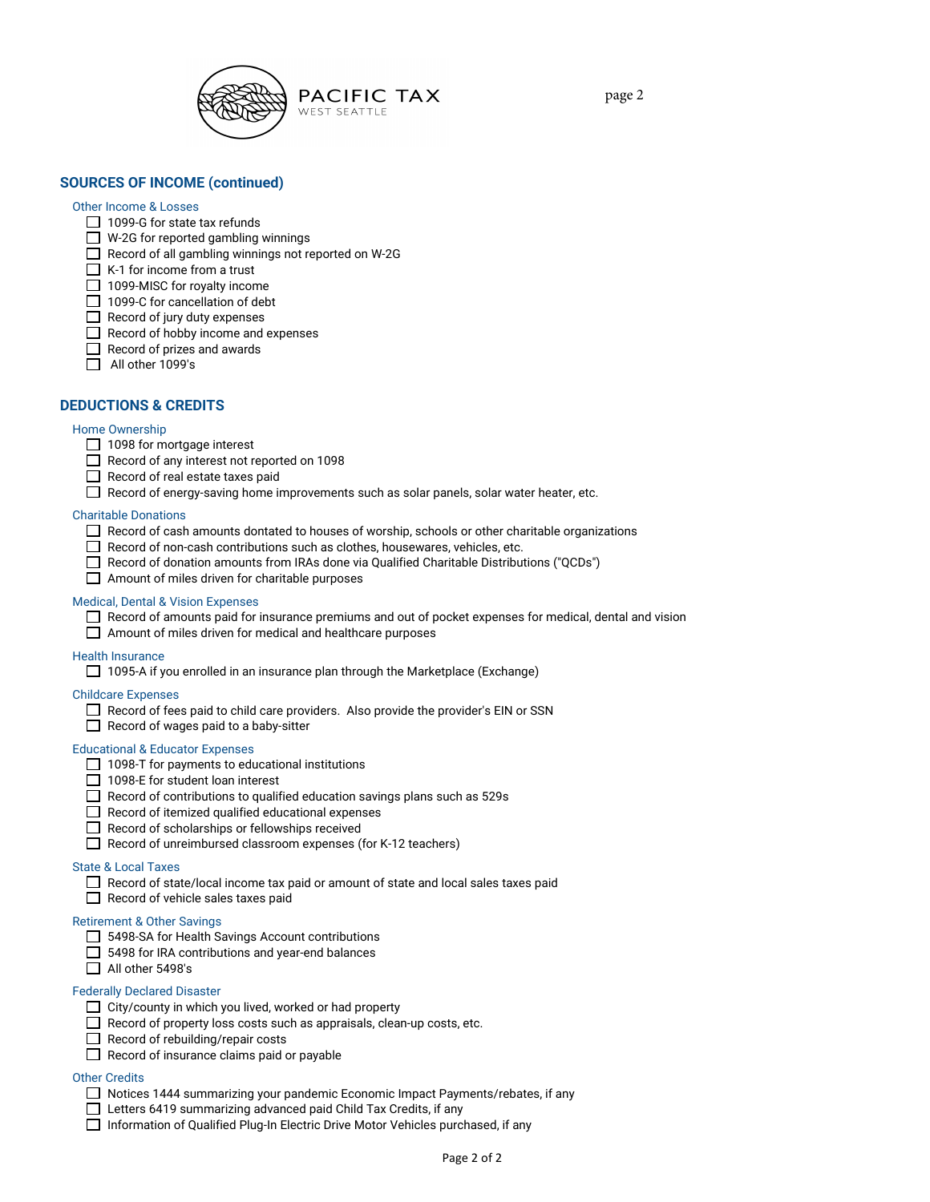## SOURCES OF INCOME (continued)

### Other Income & Losses

- [ ] 1099-G for state tax refunds
- [ ] W-2G for reported gambling winnings
- [ ] Record of all gambling winnings not reported on W-2G
- [ ] K-1 for income from a trust
- [ ] 1099-MISC for royalty income
- [ ] 1099-C for cancellation of debt
- [ ] Record of jury duty expenses
- [ ] Record of hobby income and expenses
- [ ] Record of prizes and awards
- [ ] All other 1099's

## DEDUCTIONS & CREDITS

### Home Ownership

- [ ] 1098 for mortgage interest
- [ ] Record of any interest not reported on 1098
- [ ] Record of real estate taxes paid
- [ ] Record of energy-saving home improvements such as solar panels, solar water heater, etc.

### Charitable Donations

- [ ] Record of cash amounts dontated to houses of worship, schools or other charitable organizations
- [ ] Record of non-cash contributions such as clothes, housewares, vehicles, etc.
- [ ] Record of donation amounts from IRAs done via Qualified Charitable Distributions ("QCDs")
- [ ] Amount of miles driven for charitable purposes

### Medical, Dental & Vision Expenses

- [ ] Record of amounts paid for insurance premiums and out of pocket expenses for medical, dental and vision
- [ ] Amount of miles driven for medical and healthcare purposes

### Health Insurance

- [ ] 1095-A if you enrolled in an insurance plan through the Marketplace (Exchange)

### Childcare Expenses

- [ ] Record of fees paid to child care providers. Also provide the provider's EIN or SSN
- [ ] Record of wages paid to a baby-sitter

### Educational & Educator Expenses

- [ ] 1098-T for payments to educational institutions
- [ ] 1098-E for student loan interest
- [ ] Record of contributions to qualified education savings plans such as 529s
- [ ] Record of itemized qualified educational expenses
- [ ] Record of scholarships or fellowships received
- [ ] Record of unreimbursed classroom expenses (for K-12 teachers)

### State & Local Taxes

- [ ] Record of state/local income tax paid or amount of state and local sales taxes paid
- [ ] Record of vehicle sales taxes paid

### Retirement & Other Savings

- [ ] 5498-SA for Health Savings Account contributions
- [ ] 5498 for IRA contributions and year-end balances
- [ ] All other 5498's

### Federally Declared Disaster

- [ ] City/county in which you lived, worked or had property
- [ ] Record of property loss costs such as appraisals, clean-up costs, etc.
- [ ] Record of rebuilding/repair costs
- [ ] Record of insurance claims paid or payable

### Other Credits

- [ ] Notices 1444 summarizing your pandemic Economic Impact Payments/rebates, if any
- [ ] Letters 6419 summarizing advanced paid Child Tax Credits, if any
- [ ] Information of Qualified Plug-In Electric Drive Motor Vehicles purchased, if any